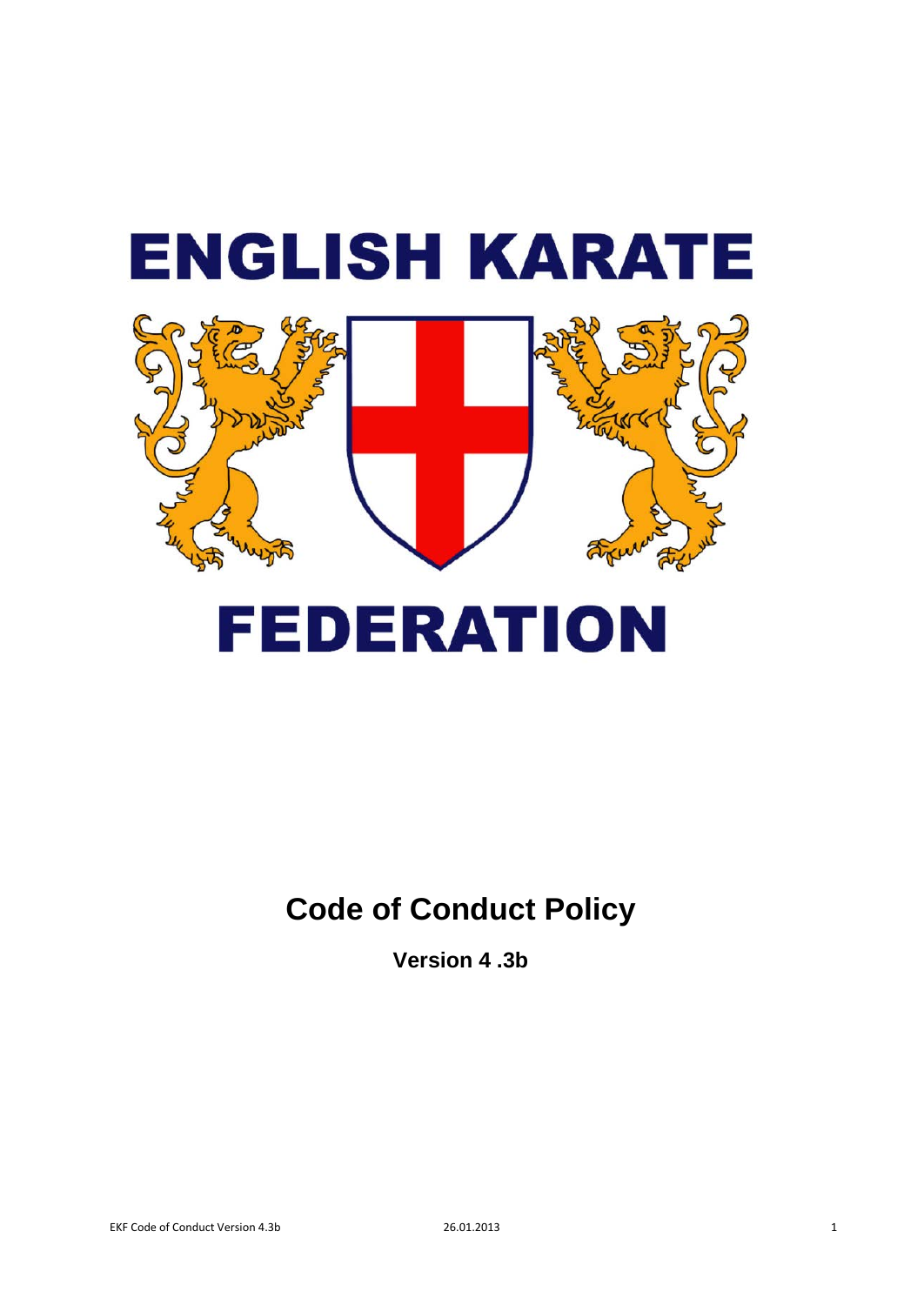# ENGLISH KARATE FEDERATION

## Code of Conduct Policy

**Version 4 .3b**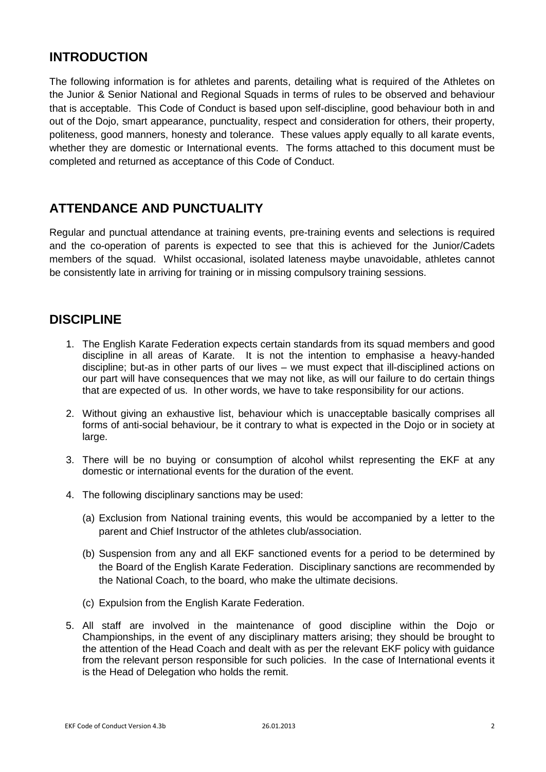## INTRODUCTION

The following information is for athletes and parents, detailing what is required of the Athletes on the Junior & Senior National and Regional Squads in terms of rules to be observed and behaviour that is acceptable. This Code of Conduct is based upon self-discipline, good behaviour both in and out of the Dojo, smart appearance, punctuality, respect and consideration for others, their property, politeness, good manners, honesty and tolerance. These values apply equally to all karate events, whether they are domestic or International events. The forms attached to this document must be completed and returned as acceptance of this Code of Conduct.

## ATTENDANCE AND PUNCTUALITY

Regular and punctual attendance at training events, pre-training events and selections is required and the co-operation of parents is expected to see that this is achieved for the Junior/Cadets members of the squad. Whilst occasional, isolated lateness maybe unavoidable, athletes cannot be consistently late in arriving for training or in missing compulsory training sessions.

## DISCIPLINE

1. The English Karate Federation expects certain standards from its squad members and good discipline in all areas of Karate. It is not the intention to emphasise a heavy-handed discipline; but-as in other parts of our lives – we must expect that ill-disciplined actions on our part will have consequences that we may not like, as will our failure to do certain things that are expected of us. In other words, we have to take responsibility for our actions.

2. Without giving an exhaustive list, behaviour which is unacceptable basically comprises all forms of anti-social behaviour, be it contrary to what is expected in the Dojo or in society at large.

3. There will be no buying or consumption of alcohol whilst representing the EKF at any domestic or international events for the duration of the event.

4. The following disciplinary sanctions may be used:

   (a) Exclusion from National training events, this would be accompanied by a letter to the parent and Chief Instructor of the athletes club/association.

   (b) Suspension from any and all EKF sanctioned events for a period to be determined by the Board of the English Karate Federation. Disciplinary sanctions are recommended by the National Coach, to the board, who make the ultimate decisions.

   (c) Expulsion from the English Karate Federation.

5. All staff are involved in the maintenance of good discipline within the Dojo or Championships, in the event of any disciplinary matters arising; they should be brought to the attention of the Head Coach and dealt with as per the relevant EKF policy with guidance from the relevant person responsible for such policies. In the case of International events it is the Head of Delegation who holds the remit.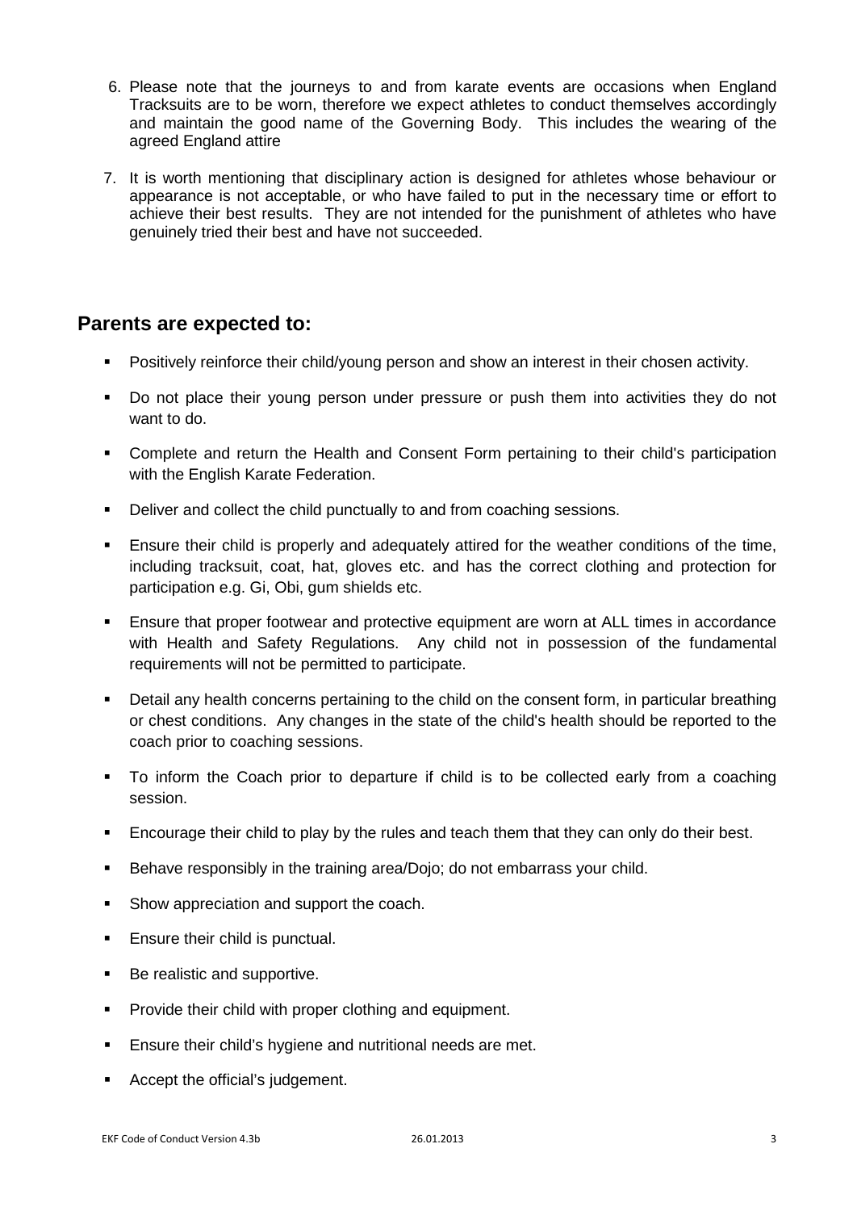6. Please note that the journeys to and from karate events are occasions when England Tracksuits are to be worn, therefore we expect athletes to conduct themselves accordingly and maintain the good name of the Governing Body. This includes the wearing of the agreed England attire

7. It is worth mentioning that disciplinary action is designed for athletes whose behaviour or appearance is not acceptable, or who have failed to put in the necessary time or effort to achieve their best results. They are not intended for the punishment of athletes who have genuinely tried their best and have not succeeded.

## Parents are expected to:

- Positively reinforce their child/young person and show an interest in their chosen activity.
- Do not place their young person under pressure or push them into activities they do not want to do.
- Complete and return the Health and Consent Form pertaining to their child's participation with the English Karate Federation.
- Deliver and collect the child punctually to and from coaching sessions.
- Ensure their child is properly and adequately attired for the weather conditions of the time, including tracksuit, coat, hat, gloves etc. and has the correct clothing and protection for participation e.g. Gi, Obi, gum shields etc.
- Ensure that proper footwear and protective equipment are worn at ALL times in accordance with Health and Safety Regulations. Any child not in possession of the fundamental requirements will not be permitted to participate.
- Detail any health concerns pertaining to the child on the consent form, in particular breathing or chest conditions. Any changes in the state of the child's health should be reported to the coach prior to coaching sessions.
- To inform the Coach prior to departure if child is to be collected early from a coaching session.
- Encourage their child to play by the rules and teach them that they can only do their best.
- Behave responsibly in the training area/Dojo; do not embarrass your child.
- Show appreciation and support the coach.
- Ensure their child is punctual.
- Be realistic and supportive.
- Provide their child with proper clothing and equipment.
- Ensure their child's hygiene and nutritional needs are met.
- Accept the official's judgement.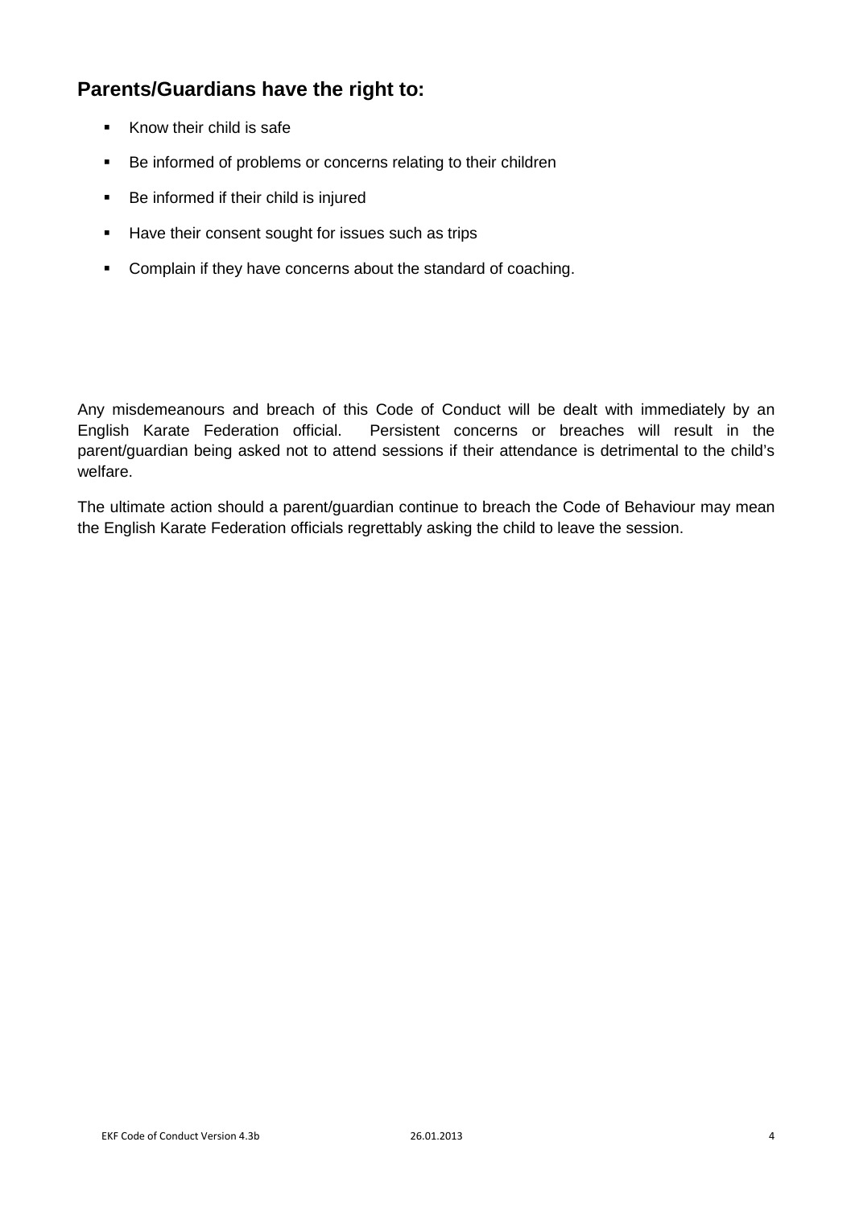## Parents/Guardians have the right to:

- Know their child is safe
- Be informed of problems or concerns relating to their children
- Be informed if their child is injured
- Have their consent sought for issues such as trips
- Complain if they have concerns about the standard of coaching.

Any misdemeanours and breach of this Code of Conduct will be dealt with immediately by an English Karate Federation official. Persistent concerns or breaches will result in the parent/guardian being asked not to attend sessions if their attendance is detrimental to the child's welfare.

The ultimate action should a parent/guardian continue to breach the Code of Behaviour may mean the English Karate Federation officials regrettably asking the child to leave the session.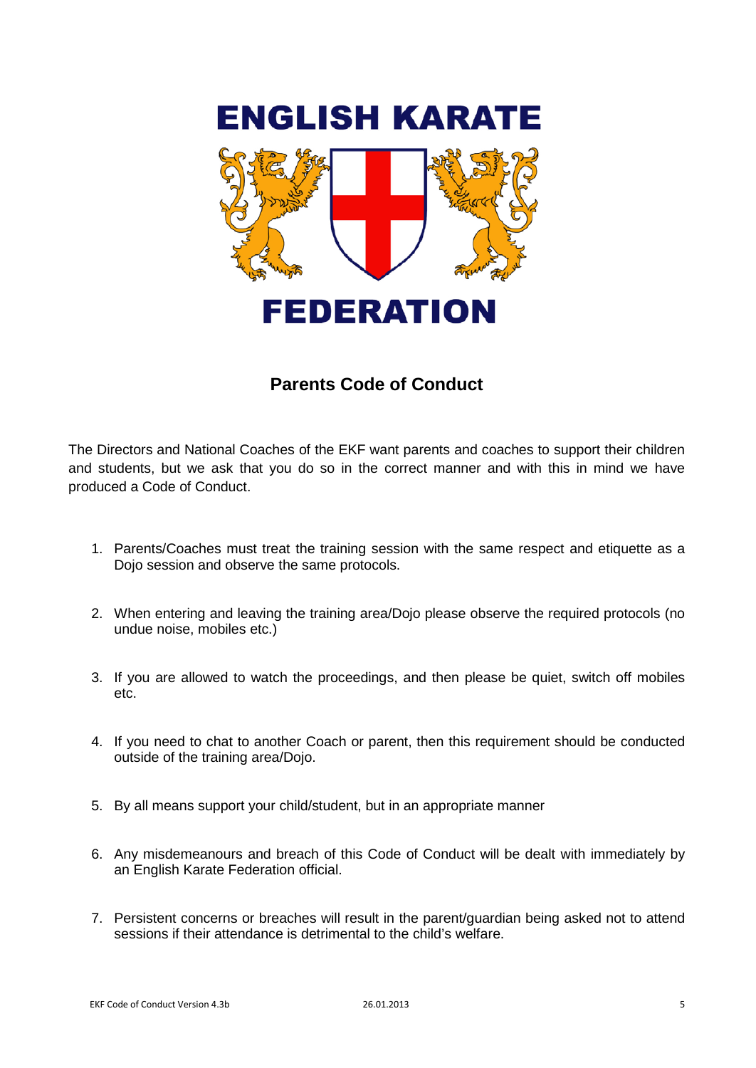ENGLISH KARATE

FEDERATION

## Parents Code of Conduct

The Directors and National Coaches of the EKF want parents and coaches to support their children and students, but we ask that you do so in the correct manner and with this in mind we have produced a Code of Conduct.

1. Parents/Coaches must treat the training session with the same respect and etiquette as a Dojo session and observe the same protocols.
2. When entering and leaving the training area/Dojo please observe the required protocols (no undue noise, mobiles etc.)
3. If you are allowed to watch the proceedings, and then please be quiet, switch off mobiles etc.
4. If you need to chat to another Coach or parent, then this requirement should be conducted outside of the training area/Dojo.
5. By all means support your child/student, but in an appropriate manner
6. Any misdemeanours and breach of this Code of Conduct will be dealt with immediately by an English Karate Federation official.
7. Persistent concerns or breaches will result in the parent/guardian being asked not to attend sessions if their attendance is detrimental to the child's welfare.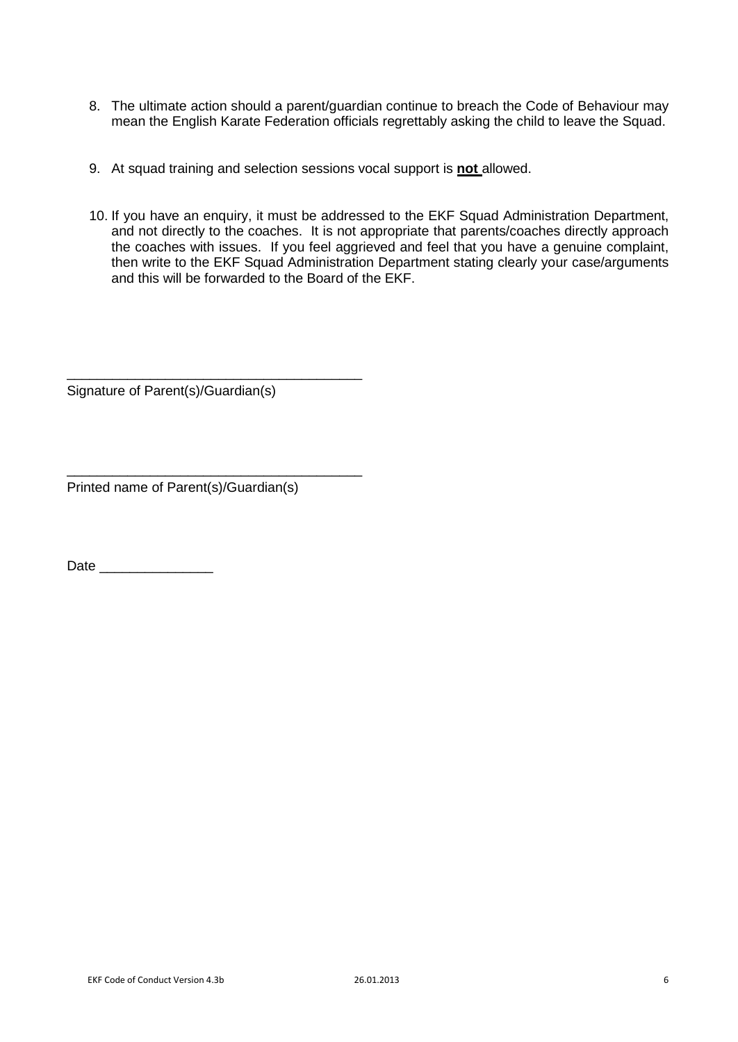8. The ultimate action should a parent/guardian continue to breach the Code of Behaviour may mean the English Karate Federation officials regrettably asking the child to leave the Squad.

9. At squad training and selection sessions vocal support is **not** allowed.

10. If you have an enquiry, it must be addressed to the EKF Squad Administration Department, and not directly to the coaches. It is not appropriate that parents/coaches directly approach the coaches with issues. If you feel aggrieved and feel that you have a genuine complaint, then write to the EKF Squad Administration Department stating clearly your case/arguments and this will be forwarded to the Board of the EKF.

_______________________________________
Signature of Parent(s)/Guardian(s)

_______________________________________
Printed name of Parent(s)/Guardian(s)

Date _______________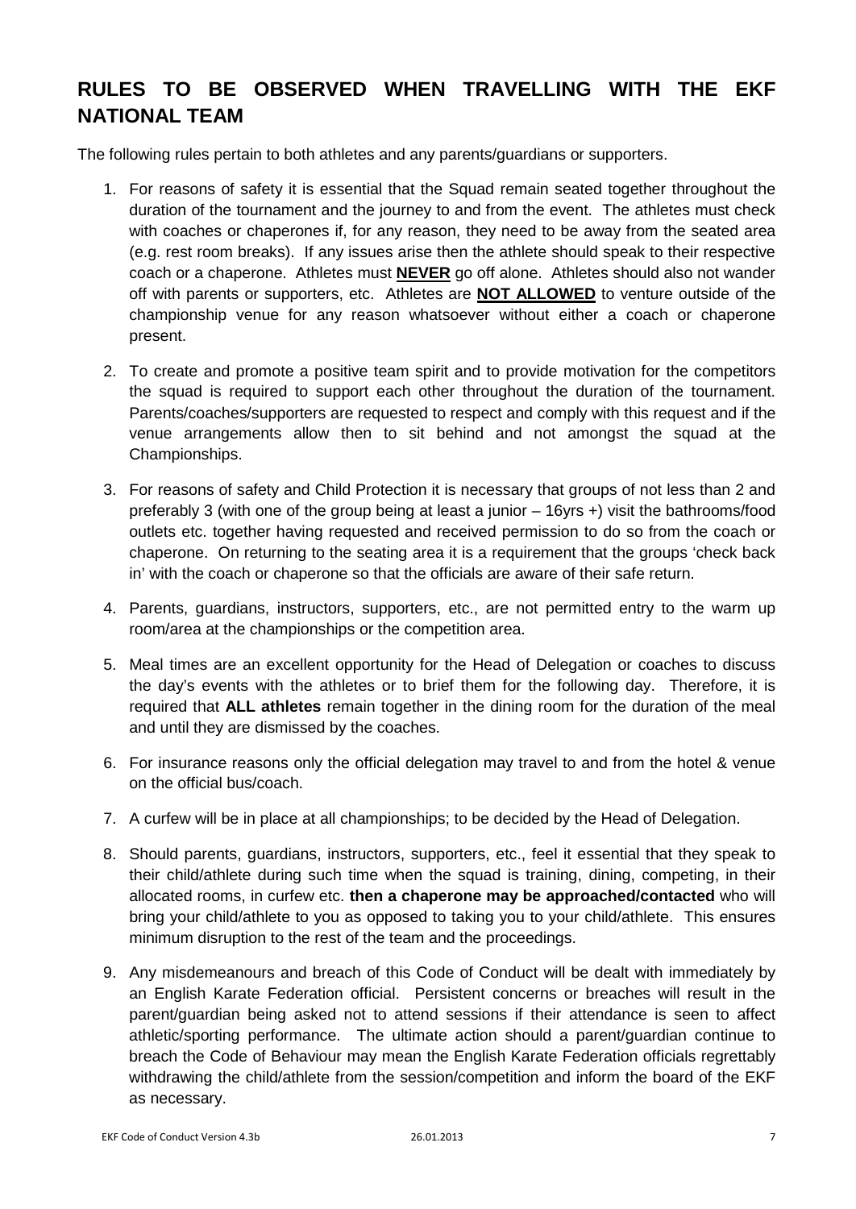## RULES TO BE OBSERVED WHEN TRAVELLING WITH THE EKF NATIONAL TEAM

The following rules pertain to both athletes and any parents/guardians or supporters.

1. For reasons of safety it is essential that the Squad remain seated together throughout the duration of the tournament and the journey to and from the event. The athletes must check with coaches or chaperones if, for any reason, they need to be away from the seated area (e.g. rest room breaks). If any issues arise then the athlete should speak to their respective coach or a chaperone. Athletes must **NEVER** go off alone. Athletes should also not wander off with parents or supporters, etc. Athletes are **NOT ALLOWED** to venture outside of the championship venue for any reason whatsoever without either a coach or chaperone present.

2. To create and promote a positive team spirit and to provide motivation for the competitors the squad is required to support each other throughout the duration of the tournament. Parents/coaches/supporters are requested to respect and comply with this request and if the venue arrangements allow then to sit behind and not amongst the squad at the Championships.

3. For reasons of safety and Child Protection it is necessary that groups of not less than 2 and preferably 3 (with one of the group being at least a junior – 16yrs +) visit the bathrooms/food outlets etc. together having requested and received permission to do so from the coach or chaperone. On returning to the seating area it is a requirement that the groups 'check back in' with the coach or chaperone so that the officials are aware of their safe return.

4. Parents, guardians, instructors, supporters, etc., are not permitted entry to the warm up room/area at the championships or the competition area.

5. Meal times are an excellent opportunity for the Head of Delegation or coaches to discuss the day's events with the athletes or to brief them for the following day. Therefore, it is required that **ALL athletes** remain together in the dining room for the duration of the meal and until they are dismissed by the coaches.

6. For insurance reasons only the official delegation may travel to and from the hotel & venue on the official bus/coach.

7. A curfew will be in place at all championships; to be decided by the Head of Delegation.

8. Should parents, guardians, instructors, supporters, etc., feel it essential that they speak to their child/athlete during such time when the squad is training, dining, competing, in their allocated rooms, in curfew etc. **then a chaperone may be approached/contacted** who will bring your child/athlete to you as opposed to taking you to your child/athlete. This ensures minimum disruption to the rest of the team and the proceedings.

9. Any misdemeanours and breach of this Code of Conduct will be dealt with immediately by an English Karate Federation official. Persistent concerns or breaches will result in the parent/guardian being asked not to attend sessions if their attendance is seen to affect athletic/sporting performance. The ultimate action should a parent/guardian continue to breach the Code of Behaviour may mean the English Karate Federation officials regrettably withdrawing the child/athlete from the session/competition and inform the board of the EKF as necessary.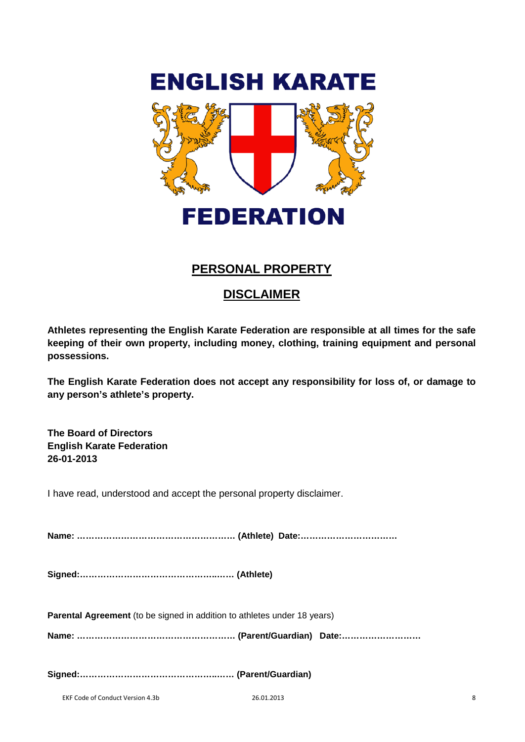# ENGLISH KARATE FEDERATION

## PERSONAL PROPERTY

## DISCLAIMER

**Athletes representing the English Karate Federation are responsible at all times for the safe keeping of their own property, including money, clothing, training equipment and personal possessions.**

**The English Karate Federation does not accept any responsibility for loss of, or damage to any person's athlete's property.**

**The Board of Directors**
**English Karate Federation**
**26-01-2013**

I have read, understood and accept the personal property disclaimer.

**Name: ………………………………………………. (Athlete) Date:……………………………**

**Signed:…………………………………………..…. (Athlete)**

**Parental Agreement** (to be signed in addition to athletes under 18 years)

**Name: ………………………………………………. (Parent/Guardian) Date:………………………**

**Signed:…………………………………………..…. (Parent/Guardian)**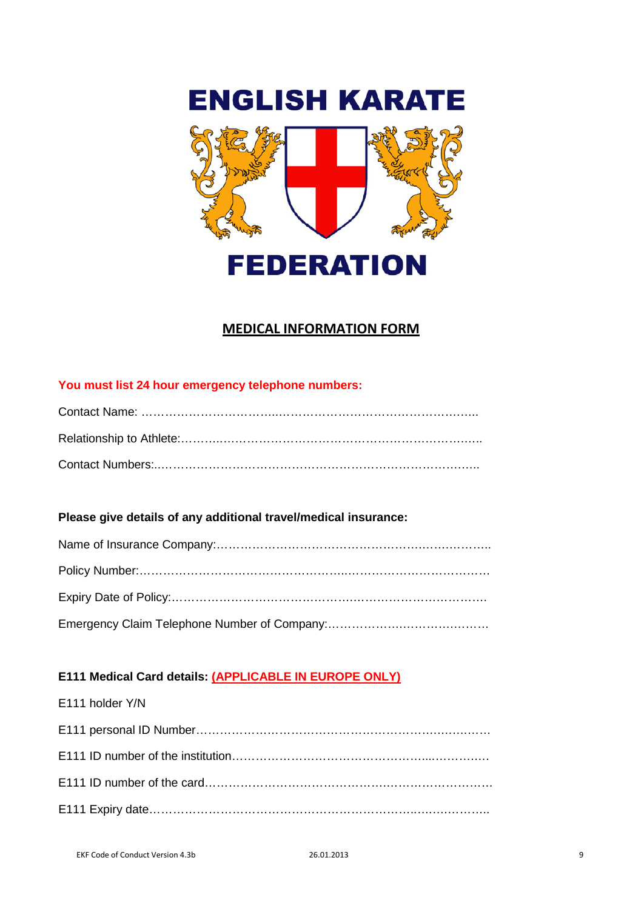# ENGLISH KARATE FEDERATION

## MEDICAL INFORMATION FORM

**You must list 24 hour emergency telephone numbers:**

Contact Name: ……………………………...………………………………………….…..

Relationship to Athlete:……….……………………………………………….……..

Contact Numbers:..……………………………………………………………….……..

**Please give details of any additional travel/medical insurance:**

Name of Insurance Company:…….…………….…………….…………..…….………..

Policy Number:……………………….…………………..…………….………….…………

Expiry Date of Policy:………………….………………….……………………………….

Emergency Claim Telephone Number of Company:…………………..……………….…

**E111 Medical Card details: (APPLICABLE IN EUROPE ONLY)**

E111 holder Y/N

E111 personal ID Number………….………….…………………………..……..…….

E111 ID number of the institution……….………………………………....…………..…

E111 ID number of the card……….……………….…………….…….………………..…

E111 Expiry date………………………………………………………..…..……………..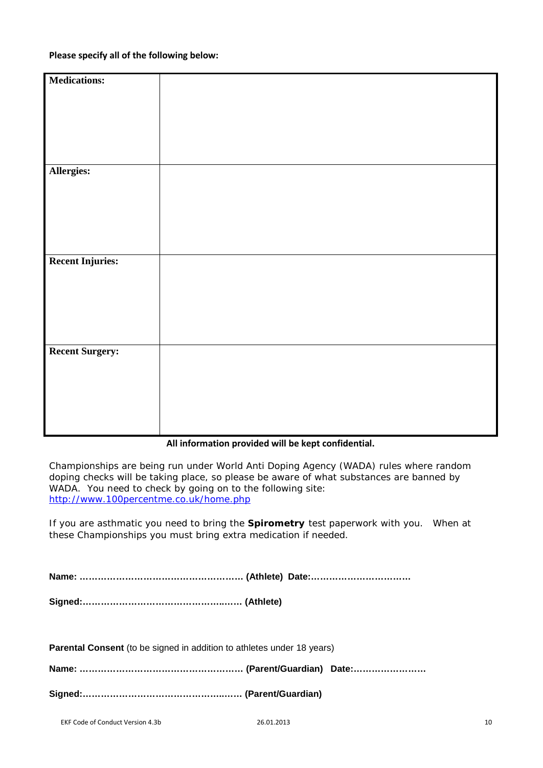**Please specify all of the following below:**

| | |
|---|---|
| **Medications:** | |
| **Allergies:** | |
| **Recent Injuries:** | |
| **Recent Surgery:** | |

**All information provided will be kept confidential.**

Championships are being run under World Anti Doping Agency (WADA) rules where random doping checks will be taking place, so please be aware of what substances are banned by WADA. You need to check by going on to the following site: [http://www.100percentme.co.uk/home.php](http://www.100percentme.co.uk/home.php)

If you are asthmatic you need to bring the **Spirometry** test paperwork with you. When at these Championships you must bring extra medication if needed.

**Name: ……………………………………………… (Athlete) Date:……………………………**

**Signed:…………………………………………..…. (Athlete)**

**Parental Consent** (to be signed in addition to athletes under 18 years)

**Name: ……………………………………………… (Parent/Guardian) Date:……………………**

**Signed:…………………………………………..…. (Parent/Guardian)**

EKF Code of Conduct Version 4.3b 26.01.2013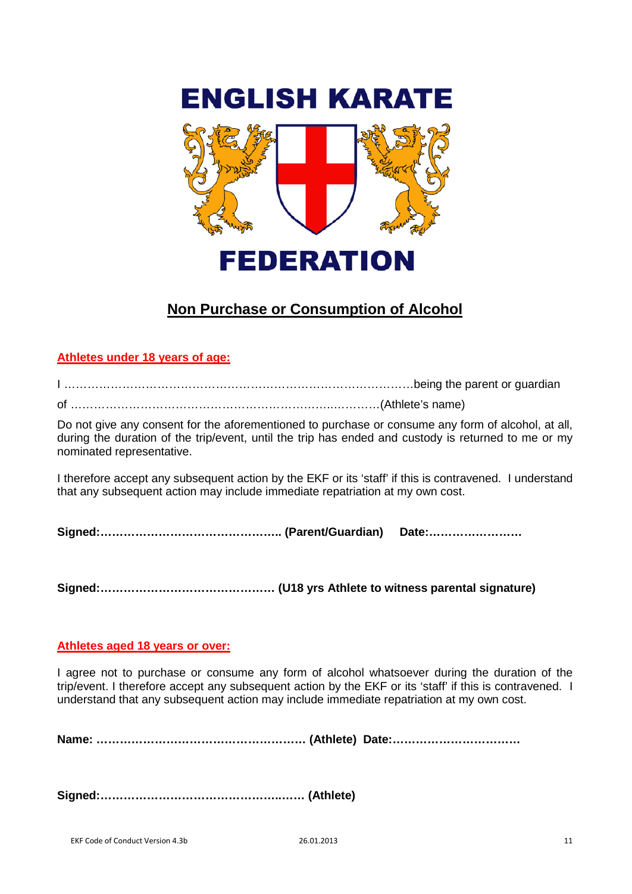# ENGLISH KARATE FEDERATION

## Non Purchase or Consumption of Alcohol

### Athletes under 18 years of age:

I ………………………………………………………………………………being the parent or guardian

of ……………………………………………………………..…………(Athlete's name)

Do not give any consent for the aforementioned to purchase or consume any form of alcohol, at all, during the duration of the trip/event, until the trip has ended and custody is returned to me or my nominated representative.

I therefore accept any subsequent action by the EKF or its 'staff' if this is contravened. I understand that any subsequent action may include immediate repatriation at my own cost.

**Signed:……………………………………….. (Parent/Guardian) Date:……………………**

**Signed:………………………………………. (U18 yrs Athlete to witness parental signature)**

### Athletes aged 18 years or over:

I agree not to purchase or consume any form of alcohol whatsoever during the duration of the trip/event. I therefore accept any subsequent action by the EKF or its 'staff' if this is contravened. I understand that any subsequent action may include immediate repatriation at my own cost.

**Name: ………………………………………………. (Athlete) Date:……………………………**

**Signed:…………………………………………..…. (Athlete)**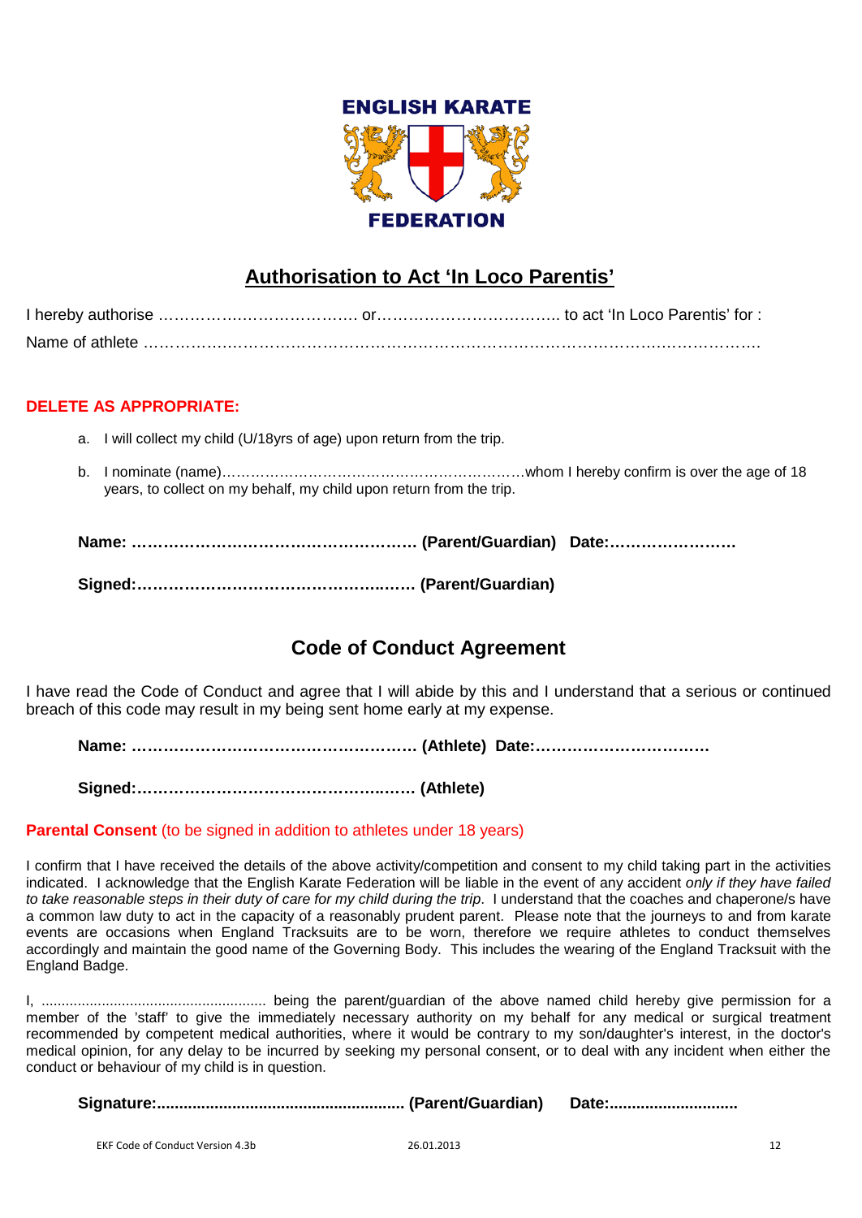ENGLISH KARATE FEDERATION

## Authorisation to Act 'In Loco Parentis'

I hereby authorise ……………………………….. or…………………………….. to act 'In Loco Parentis' for :

Name of athlete ………………………………………………………………………………………………….

**DELETE AS APPROPRIATE:**

a. I will collect my child (U/18yrs of age) upon return from the trip.

b. I nominate (name)……………………………………………………whom I hereby confirm is over the age of 18 years, to collect on my behalf, my child upon return from the trip.

**Name: ……………………………………………… (Parent/Guardian) Date:……………………**

**Signed:……………………………………………… (Parent/Guardian)**

## Code of Conduct Agreement

I have read the Code of Conduct and agree that I will abide by this and I understand that a serious or continued breach of this code may result in my being sent home early at my expense.

**Name: ……………………………………………… (Athlete) Date:……………………………**

**Signed:……………………………………………… (Athlete)**

**Parental Consent** (to be signed in addition to athletes under 18 years)

I confirm that I have received the details of the above activity/competition and consent to my child taking part in the activities indicated. I acknowledge that the English Karate Federation will be liable in the event of any accident *only if they have failed to take reasonable steps in their duty of care for my child during the trip*. I understand that the coaches and chaperone/s have a common law duty to act in the capacity of a reasonably prudent parent. Please note that the journeys to and from karate events are occasions when England Tracksuits are to be worn, therefore we require athletes to conduct themselves accordingly and maintain the good name of the Governing Body. This includes the wearing of the England Tracksuit with the England Badge.

I, ....................................................... being the parent/guardian of the above named child hereby give permission for a member of the 'staff' to give the immediately necessary authority on my behalf for any medical or surgical treatment recommended by competent medical authorities, where it would be contrary to my son/daughter's interest, in the doctor's medical opinion, for any delay to be incurred by seeking my personal consent, or to deal with any incident when either the conduct or behaviour of my child is in question.

**Signature:...................................................... (Parent/Guardian) Date:............................**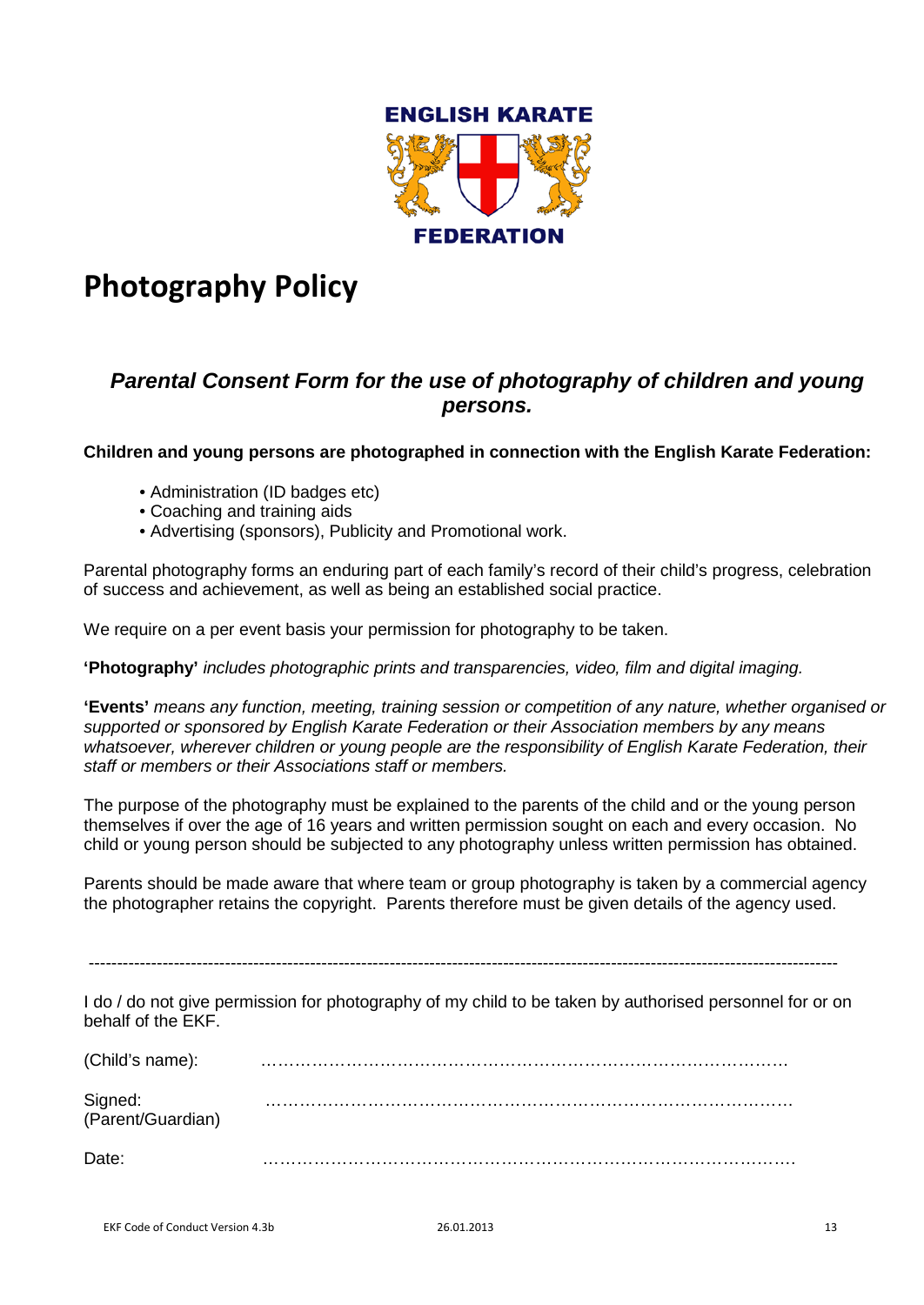ENGLISH KARATE FEDERATION

# Photography Policy

### *Parental Consent Form for the use of photography of children and young persons.*

**Children and young persons are photographed in connection with the English Karate Federation:**

- Administration (ID badges etc)
- Coaching and training aids
- Advertising (sponsors), Publicity and Promotional work.

Parental photography forms an enduring part of each family's record of their child's progress, celebration of success and achievement, as well as being an established social practice.

We require on a per event basis your permission for photography to be taken.

**'Photography'** *includes photographic prints and transparencies, video, film and digital imaging.*

**'Events'** *means any function, meeting, training session or competition of any nature, whether organised or supported or sponsored by English Karate Federation or their Association members by any means whatsoever, wherever children or young people are the responsibility of English Karate Federation, their staff or members or their Associations staff or members.*

The purpose of the photography must be explained to the parents of the child and or the young person themselves if over the age of 16 years and written permission sought on each and every occasion. No child or young person should be subjected to any photography unless written permission has obtained.

Parents should be made aware that where team or group photography is taken by a commercial agency the photographer retains the copyright. Parents therefore must be given details of the agency used.

---

I do / do not give permission for photography of my child to be taken by authorised personnel for or on behalf of the EKF.

(Child's name): …………………………………………………………………………………

Signed:
(Parent/Guardian) …………………………………………………………………………………

Date: …………………………………………………………………………………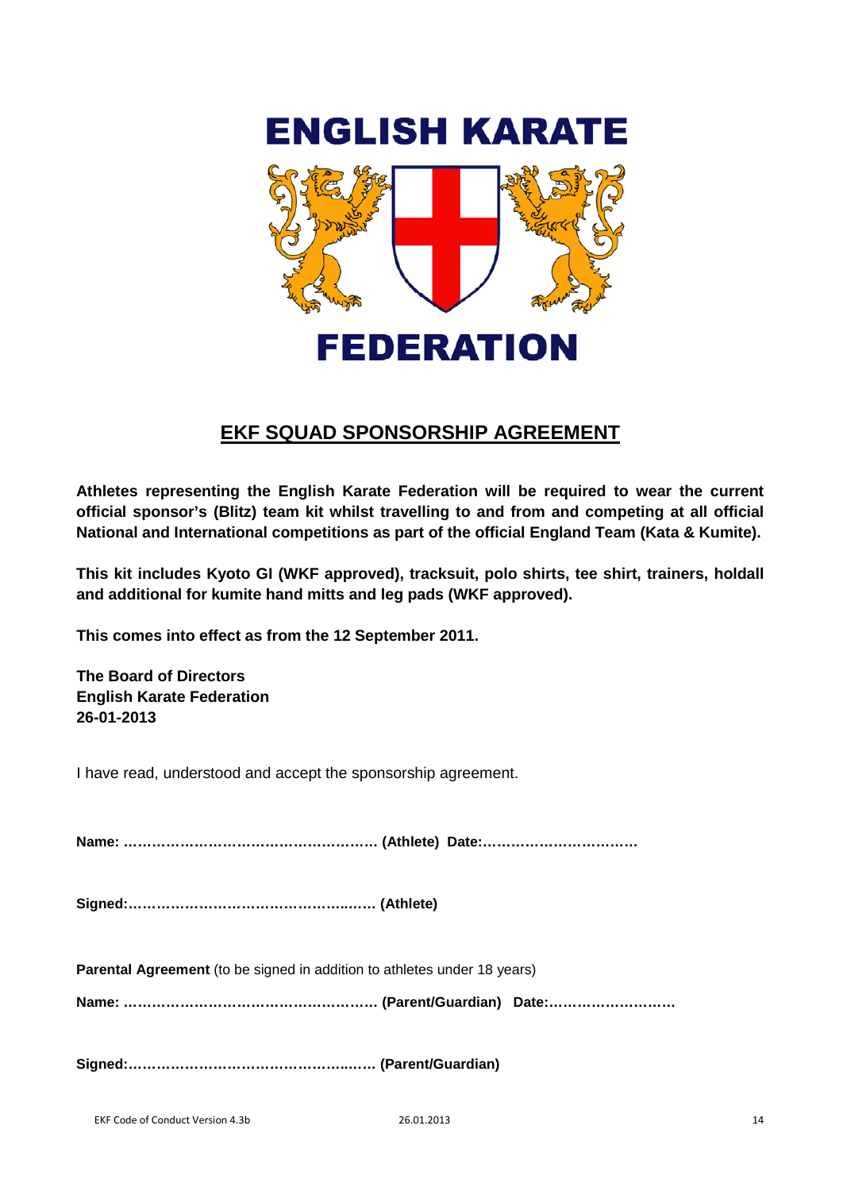# ENGLISH KARATE FEDERATION

## EKF SQUAD SPONSORSHIP AGREEMENT

**Athletes representing the English Karate Federation will be required to wear the current official sponsor's (Blitz) team kit whilst travelling to and from and competing at all official National and International competitions as part of the official England Team (Kata & Kumite).**

**This kit includes Kyoto GI (WKF approved), tracksuit, polo shirts, tee shirt, trainers, holdall and additional for kumite hand mitts and leg pads (WKF approved).**

**This comes into effect as from the 12 September 2011.**

**The Board of Directors**
**English Karate Federation**
**26-01-2013**

I have read, understood and accept the sponsorship agreement.

**Name: ………………………………………………. (Athlete) Date:……………………………**

**Signed:……………………………………….…… (Athlete)**

**Parental Agreement** (to be signed in addition to athletes under 18 years)

**Name: ………………………………………………. (Parent/Guardian) Date:………………………**

**Signed:……………………………………….…… (Parent/Guardian)**